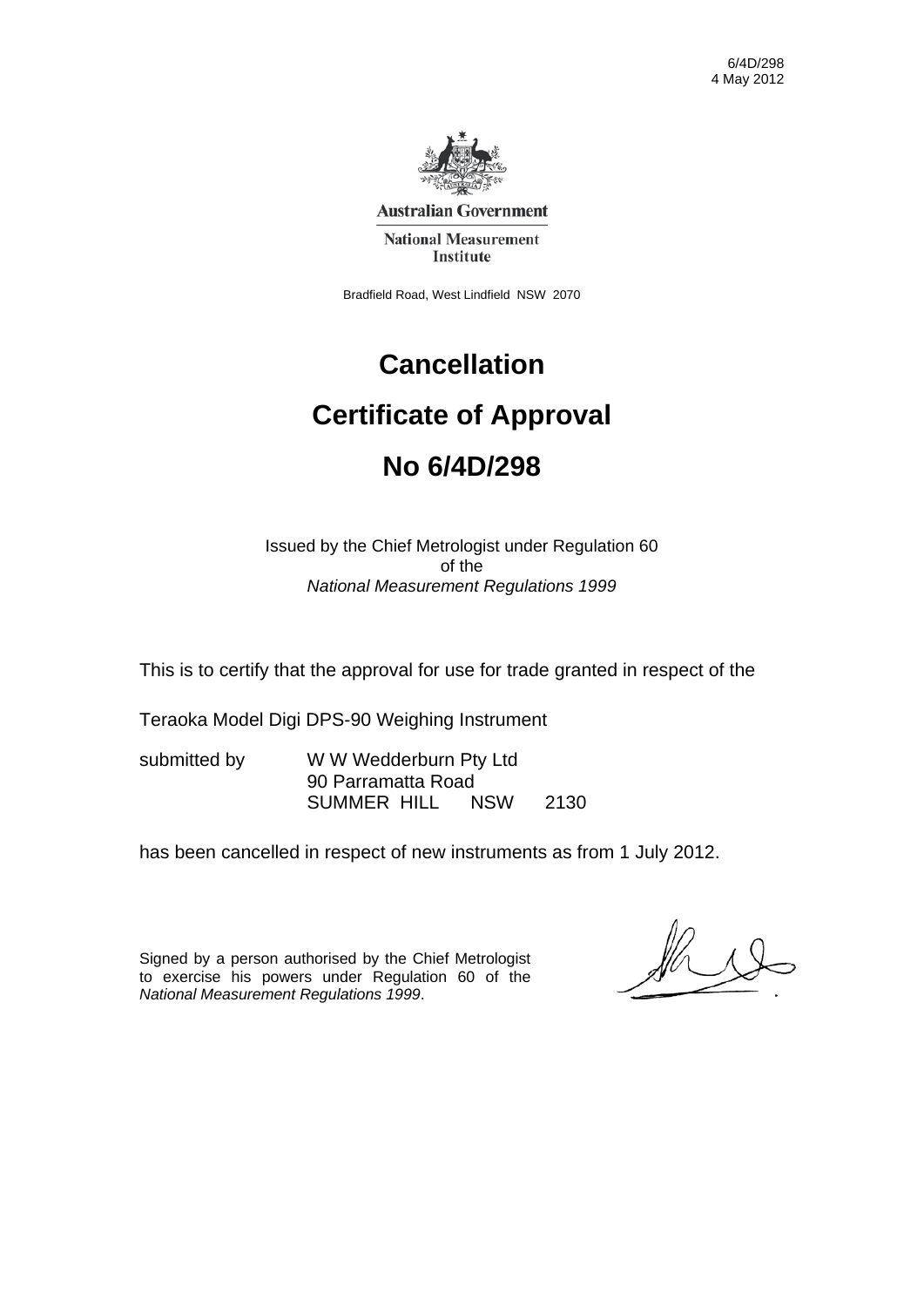6/4D/298
4 May 2012

**Australian Government**

**National Measurement Institute**

Bradfield Road, West Lindfield NSW 2070

# Cancellation

# Certificate of Approval

# No 6/4D/298

Issued by the Chief Metrologist under Regulation 60
of the
*National Measurement Regulations 1999*

This is to certify that the approval for use for trade granted in respect of the

Teraoka Model Digi DPS-90 Weighing Instrument

submitted by W W Wedderburn Pty Ltd
90 Parramatta Road
SUMMER HILL NSW 2130

has been cancelled in respect of new instruments as from 1 July 2012.

Signed by a person authorised by the Chief Metrologist to exercise his powers under Regulation 60 of the *National Measurement Regulations 1999*.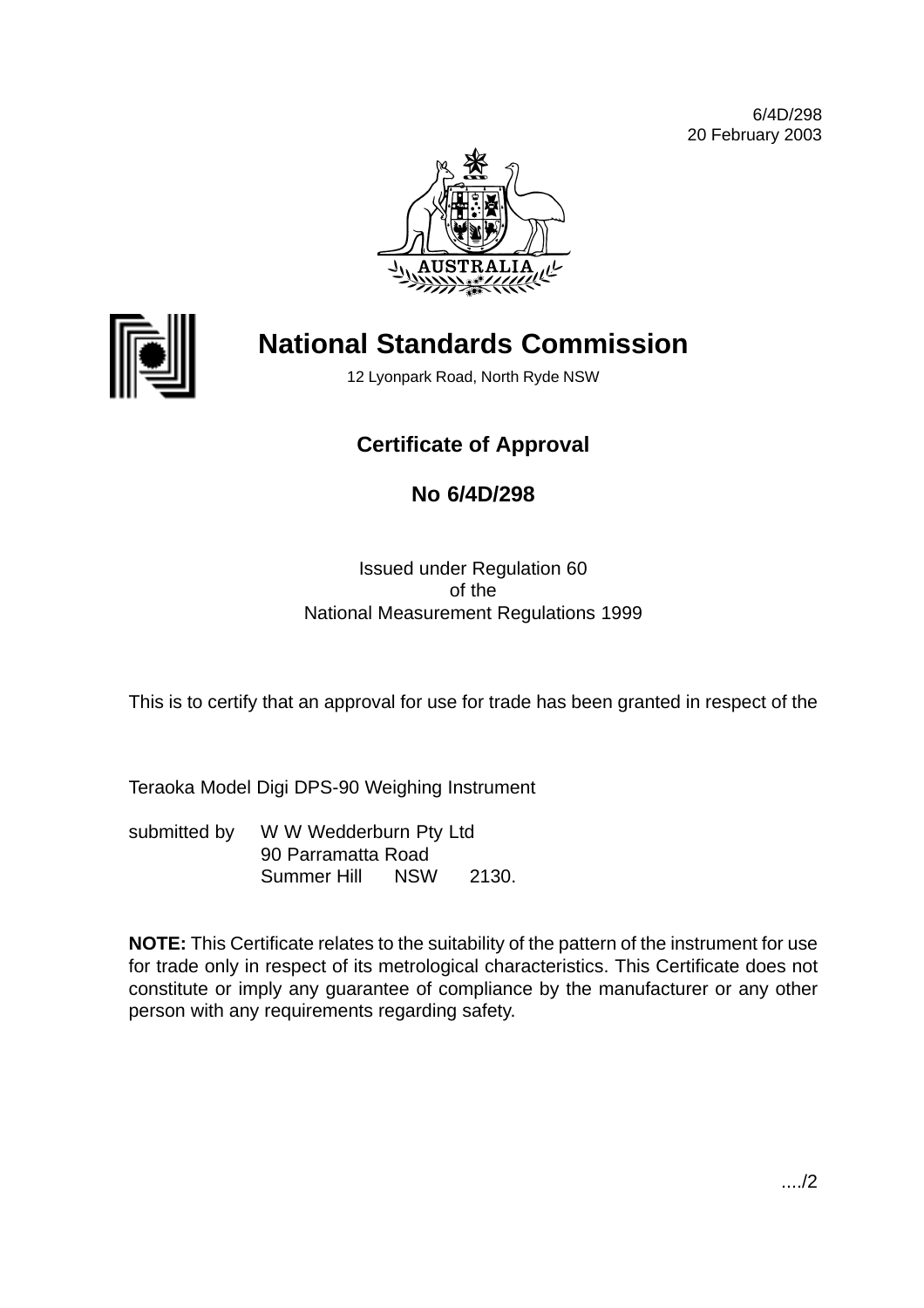6/4D/298
20 February 2003

# National Standards Commission

12 Lyonpark Road, North Ryde NSW

## Certificate of Approval

## No 6/4D/298

Issued under Regulation 60
of the
National Measurement Regulations 1999

This is to certify that an approval for use for trade has been granted in respect of the

Teraoka Model Digi DPS-90 Weighing Instrument

submitted by W W Wedderburn Pty Ltd
90 Parramatta Road
Summer Hill NSW 2130.

**NOTE:** This Certificate relates to the suitability of the pattern of the instrument for use for trade only in respect of its metrological characteristics. This Certificate does not constitute or imply any guarantee of compliance by the manufacturer or any other person with any requirements regarding safety.

..../2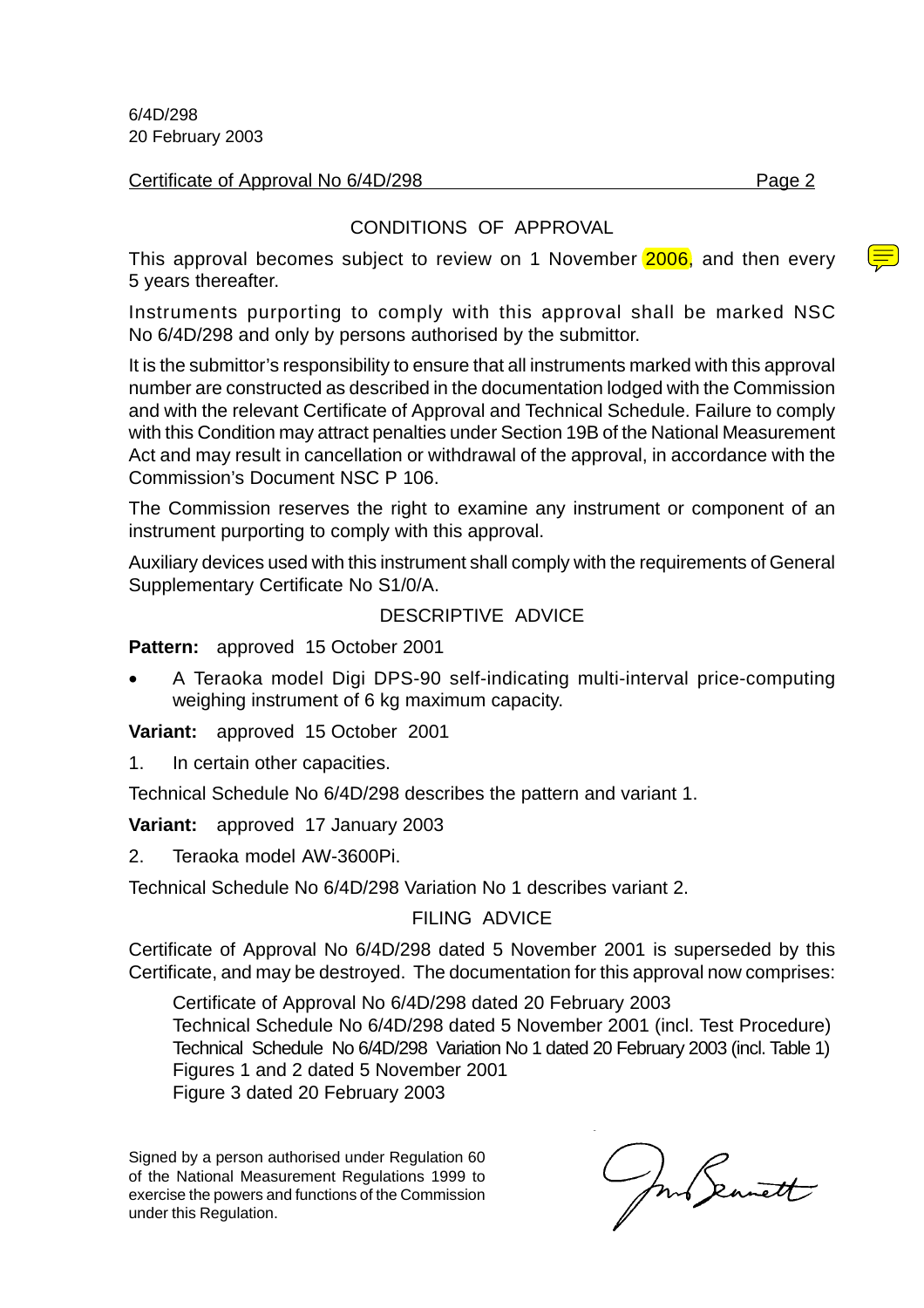6/4D/298
20 February 2003

Certificate of Approval No 6/4D/298 Page 2

## CONDITIONS OF APPROVAL

This approval becomes subject to review on 1 November 2006, and then every 5 years thereafter.

Instruments purporting to comply with this approval shall be marked NSC No 6/4D/298 and only by persons authorised by the submittor.

It is the submittor's responsibility to ensure that all instruments marked with this approval number are constructed as described in the documentation lodged with the Commission and with the relevant Certificate of Approval and Technical Schedule. Failure to comply with this Condition may attract penalties under Section 19B of the National Measurement Act and may result in cancellation or withdrawal of the approval, in accordance with the Commission's Document NSC P 106.

The Commission reserves the right to examine any instrument or component of an instrument purporting to comply with this approval.

Auxiliary devices used with this instrument shall comply with the requirements of General Supplementary Certificate No S1/0/A.

## DESCRIPTIVE ADVICE

**Pattern:** approved 15 October 2001

- A Teraoka model Digi DPS-90 self-indicating multi-interval price-computing weighing instrument of 6 kg maximum capacity.

**Variant:** approved 15 October 2001

1. In certain other capacities.

Technical Schedule No 6/4D/298 describes the pattern and variant 1.

**Variant:** approved 17 January 2003

2. Teraoka model AW-3600Pi.

Technical Schedule No 6/4D/298 Variation No 1 describes variant 2.

## FILING ADVICE

Certificate of Approval No 6/4D/298 dated 5 November 2001 is superseded by this Certificate, and may be destroyed. The documentation for this approval now comprises:

Certificate of Approval No 6/4D/298 dated 20 February 2003
Technical Schedule No 6/4D/298 dated 5 November 2001 (incl. Test Procedure)
Technical Schedule No 6/4D/298 Variation No 1 dated 20 February 2003 (incl. Table 1)
Figures 1 and 2 dated 5 November 2001
Figure 3 dated 20 February 2003

Signed by a person authorised under Regulation 60 of the National Measurement Regulations 1999 to exercise the powers and functions of the Commission under this Regulation.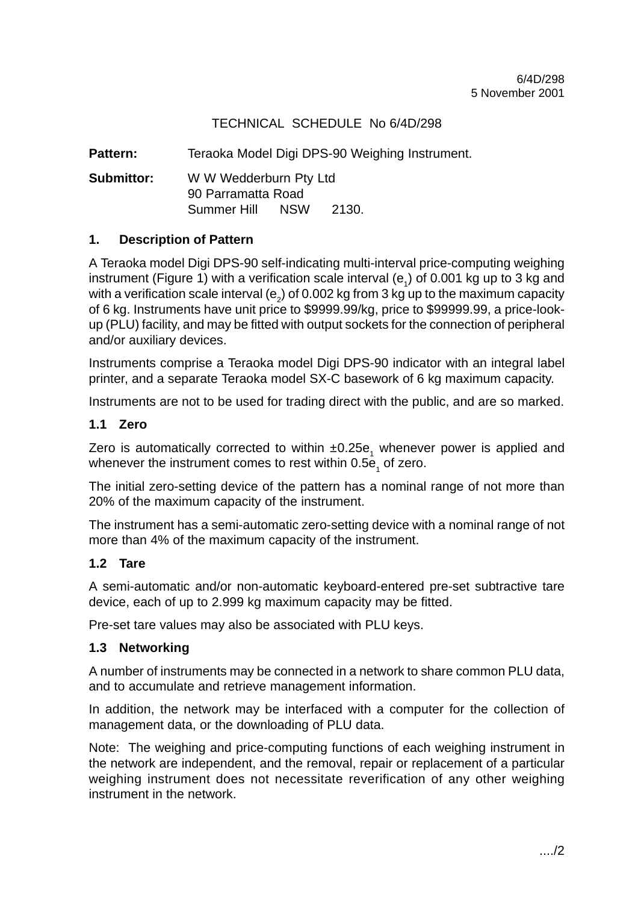6/4D/298
5 November 2001

TECHNICAL SCHEDULE No 6/4D/298

**Pattern:** Teraoka Model Digi DPS-90 Weighing Instrument.

**Submittor:** W W Wedderburn Pty Ltd
90 Parramatta Road
Summer Hill NSW 2130.

## 1. Description of Pattern

A Teraoka model Digi DPS-90 self-indicating multi-interval price-computing weighing instrument (Figure 1) with a verification scale interval ($e_1$) of 0.001 kg up to 3 kg and with a verification scale interval ($e_2$) of 0.002 kg from 3 kg up to the maximum capacity of 6 kg. Instruments have unit price to $9999.99/kg, price to $99999.99, a price-look-up (PLU) facility, and may be fitted with output sockets for the connection of peripheral and/or auxiliary devices.

Instruments comprise a Teraoka model Digi DPS-90 indicator with an integral label printer, and a separate Teraoka model SX-C basework of 6 kg maximum capacity.

Instruments are not to be used for trading direct with the public, and are so marked.

### 1.1 Zero

Zero is automatically corrected to within $\pm 0.25e_1$ whenever power is applied and whenever the instrument comes to rest within $0.5e_1$ of zero.

The initial zero-setting device of the pattern has a nominal range of not more than 20% of the maximum capacity of the instrument.

The instrument has a semi-automatic zero-setting device with a nominal range of not more than 4% of the maximum capacity of the instrument.

### 1.2 Tare

A semi-automatic and/or non-automatic keyboard-entered pre-set subtractive tare device, each of up to 2.999 kg maximum capacity may be fitted.

Pre-set tare values may also be associated with PLU keys.

### 1.3 Networking

A number of instruments may be connected in a network to share common PLU data, and to accumulate and retrieve management information.

In addition, the network may be interfaced with a computer for the collection of management data, or the downloading of PLU data.

Note: The weighing and price-computing functions of each weighing instrument in the network are independent, and the removal, repair or replacement of a particular weighing instrument does not necessitate reverification of any other weighing instrument in the network.

..../2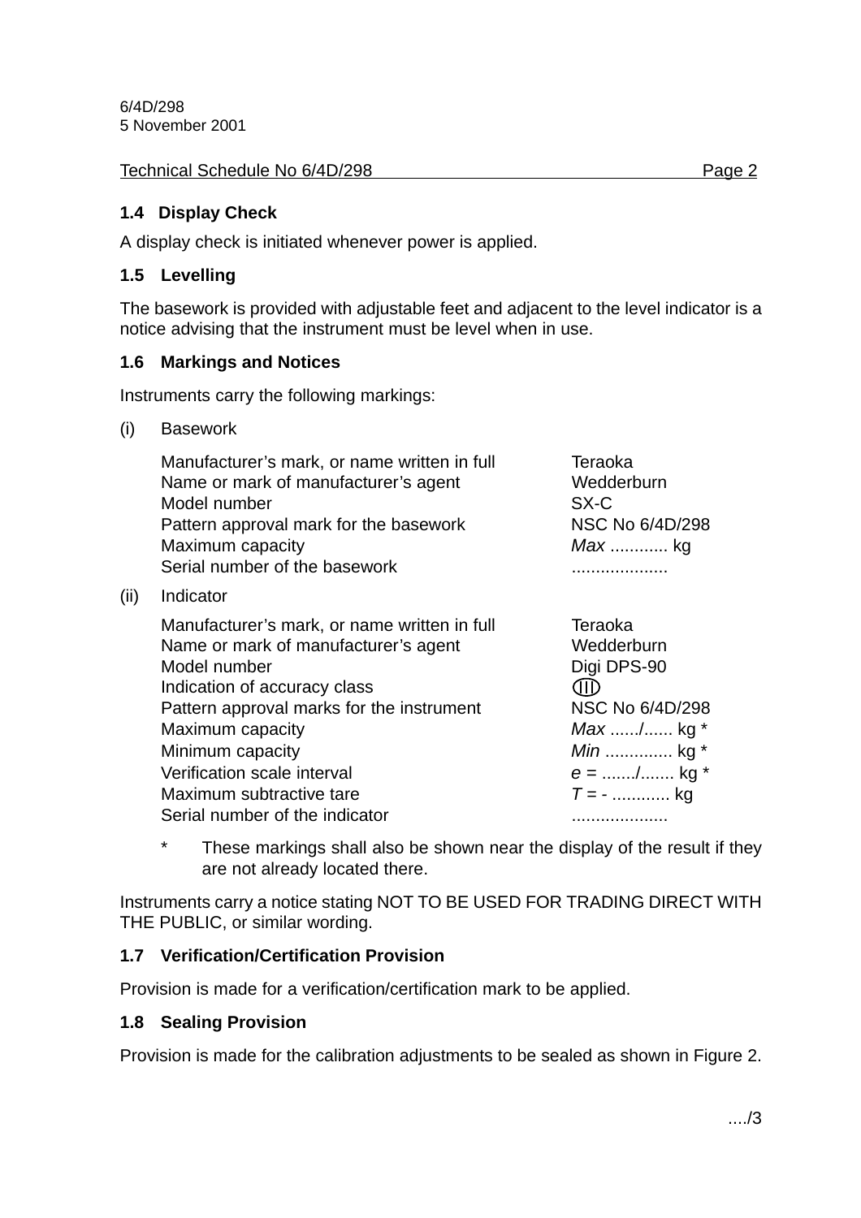### 1.4 Display Check

A display check is initiated whenever power is applied.

### 1.5 Levelling

The basework is provided with adjustable feet and adjacent to the level indicator is a notice advising that the instrument must be level when in use.

### 1.6 Markings and Notices

Instruments carry the following markings:

(i) Basework

| | |
|---|---|
| Manufacturer's mark, or name written in full | Teraoka |
| Name or mark of manufacturer's agent | Wedderburn |
| Model number | SX-C |
| Pattern approval mark for the basework | NSC No 6/4D/298 |
| Maximum capacity | *Max* ............ kg |
| Serial number of the basework | .................... |

(ii) Indicator

| | |
|---|---|
| Manufacturer's mark, or name written in full | Teraoka |
| Name or mark of manufacturer's agent | Wedderburn |
| Model number | Digi DPS-90 |
| Indication of accuracy class | (III) |
| Pattern approval marks for the instrument | NSC No 6/4D/298 |
| Maximum capacity | *Max*....../...... kg * |
| Minimum capacity | *Min* ............. kg * |
| Verification scale interval | *e* = ......./....... kg * |
| Maximum subtractive tare | *T* = - ............ kg |
| Serial number of the indicator | .................... |

\* These markings shall also be shown near the display of the result if they are not already located there.

Instruments carry a notice stating NOT TO BE USED FOR TRADING DIRECT WITH THE PUBLIC, or similar wording.

### 1.7 Verification/Certification Provision

Provision is made for a verification/certification mark to be applied.

### 1.8 Sealing Provision

Provision is made for the calibration adjustments to be sealed as shown in Figure 2.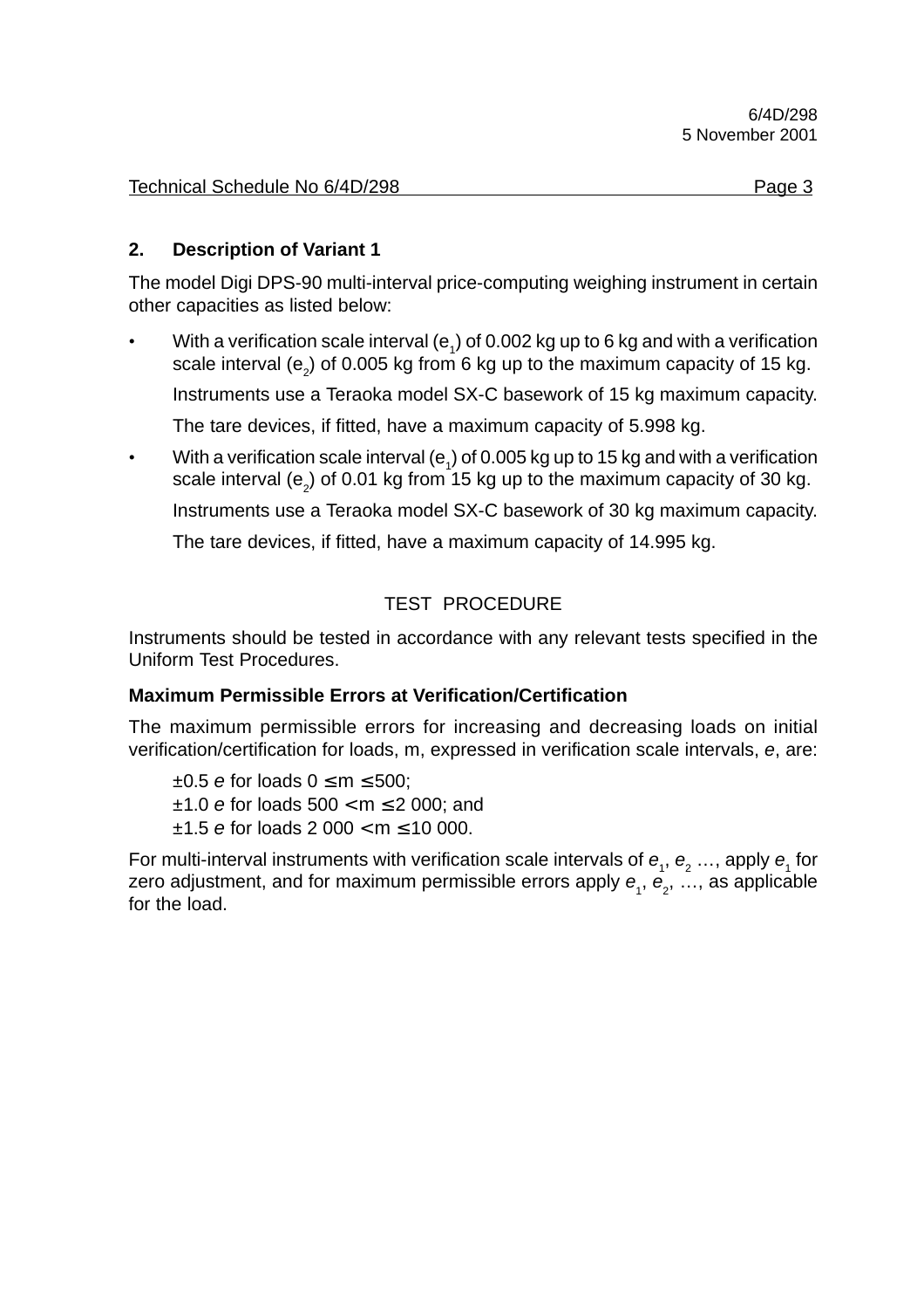## 2. Description of Variant 1

The model Digi DPS-90 multi-interval price-computing weighing instrument in certain other capacities as listed below:

- With a verification scale interval ($e_1$) of 0.002 kg up to 6 kg and with a verification scale interval ($e_2$) of 0.005 kg from 6 kg up to the maximum capacity of 15 kg.

  Instruments use a Teraoka model SX-C basework of 15 kg maximum capacity.

  The tare devices, if fitted, have a maximum capacity of 5.998 kg.

- With a verification scale interval ($e_1$) of 0.005 kg up to 15 kg and with a verification scale interval ($e_2$) of 0.01 kg from 15 kg up to the maximum capacity of 30 kg.

  Instruments use a Teraoka model SX-C basework of 30 kg maximum capacity.

  The tare devices, if fitted, have a maximum capacity of 14.995 kg.

## TEST PROCEDURE

Instruments should be tested in accordance with any relevant tests specified in the Uniform Test Procedures.

**Maximum Permissible Errors at Verification/Certification**

The maximum permissible errors for increasing and decreasing loads on initial verification/certification for loads, m, expressed in verification scale intervals, *e*, are:

±0.5 *e* for loads $0 \leq m \leq 500$;
±1.0 *e* for loads $500 < m \leq 2\,000$; and
±1.5 *e* for loads $2\,000 < m \leq 10\,000$.

For multi-interval instruments with verification scale intervals of $e_1$, $e_2$ …, apply $e_1$ for zero adjustment, and for maximum permissible errors apply $e_1$, $e_2$, …, as applicable for the load.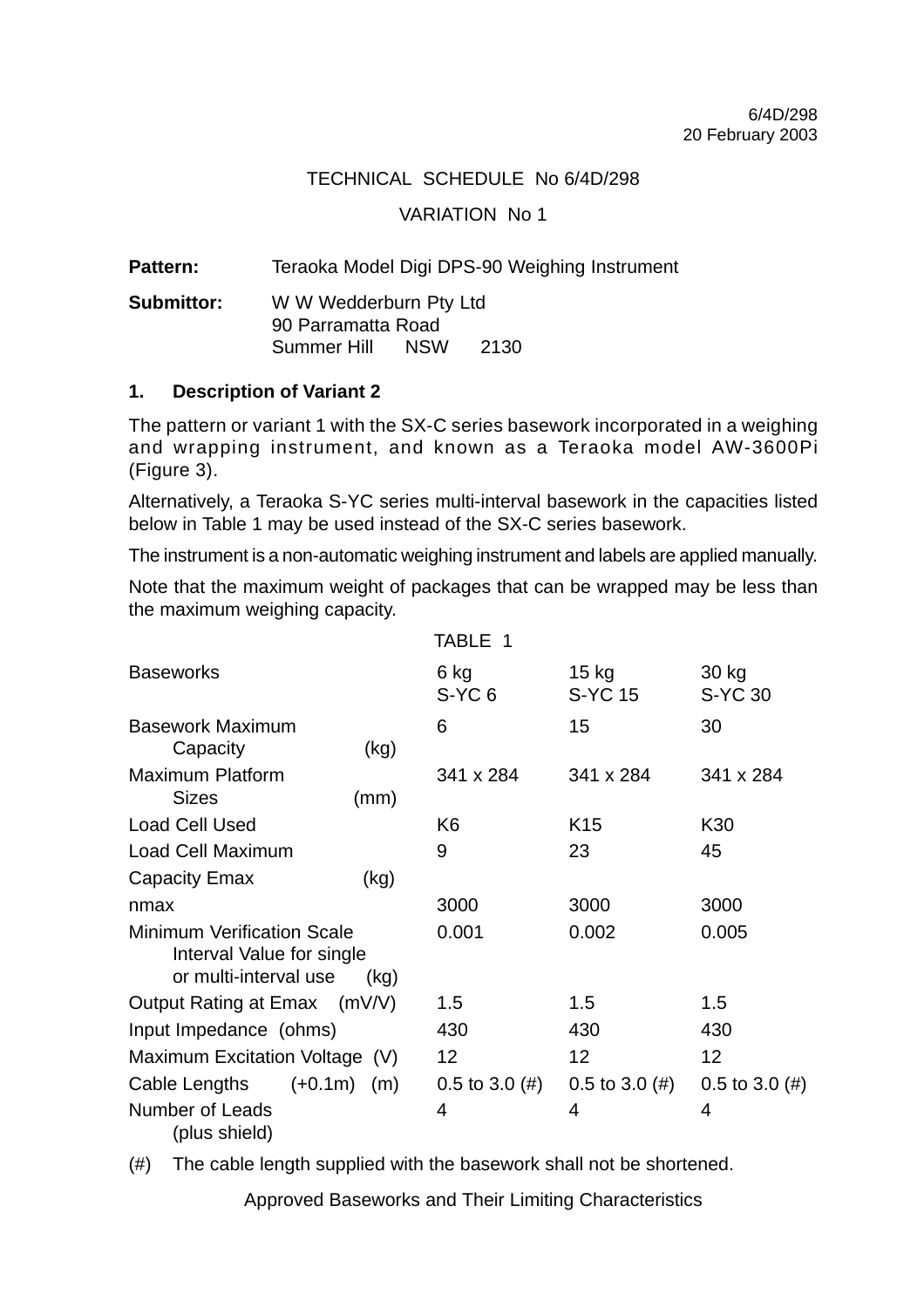6/4D/298
20 February 2003

TECHNICAL SCHEDULE No 6/4D/298

VARIATION No 1

**Pattern:** Teraoka Model Digi DPS-90 Weighing Instrument

**Submittor:** W W Wedderburn Pty Ltd
90 Parramatta Road
Summer Hill NSW 2130

## 1. Description of Variant 2

The pattern or variant 1 with the SX-C series basework incorporated in a weighing and wrapping instrument, and known as a Teraoka model AW-3600Pi (Figure 3).

Alternatively, a Teraoka S-YC series multi-interval basework in the capacities listed below in Table 1 may be used instead of the SX-C series basework.

The instrument is a non-automatic weighing instrument and labels are applied manually.

Note that the maximum weight of packages that can be wrapped may be less than the maximum weighing capacity.

TABLE 1

| Baseworks | 6 kg<br>S-YC 6 | 15 kg<br>S-YC 15 | 30 kg<br>S-YC 30 |
|---|---|---|---|
| Basework Maximum Capacity (kg) | 6 | 15 | 30 |
| Maximum Platform Sizes (mm) | 341 x 284 | 341 x 284 | 341 x 284 |
| Load Cell Used | K6 | K15 | K30 |
| Load Cell Maximum Capacity Emax (kg) | 9 | 23 | 45 |
| nmax | 3000 | 3000 | 3000 |
| Minimum Verification Scale Interval Value for single or multi-interval use (kg) | 0.001 | 0.002 | 0.005 |
| Output Rating at Emax (mV/V) | 1.5 | 1.5 | 1.5 |
| Input Impedance (ohms) | 430 | 430 | 430 |
| Maximum Excitation Voltage (V) | 12 | 12 | 12 |
| Cable Lengths (+0.1m) (m) | 0.5 to 3.0 (#) | 0.5 to 3.0 (#) | 0.5 to 3.0 (#) |
| Number of Leads (plus shield) | 4 | 4 | 4 |

(#) The cable length supplied with the basework shall not be shortened.

Approved Baseworks and Their Limiting Characteristics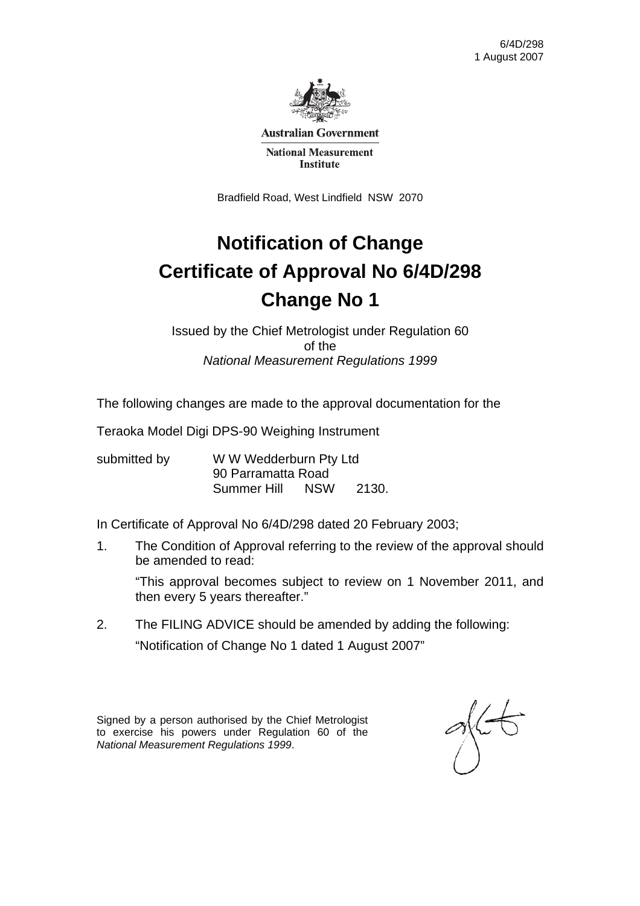6/4D/298
1 August 2007

**Australian Government**

**National Measurement Institute**

Bradfield Road, West Lindfield NSW 2070

# Notification of Change
# Certificate of Approval No 6/4D/298
# Change No 1

Issued by the Chief Metrologist under Regulation 60
of the
*National Measurement Regulations 1999*

The following changes are made to the approval documentation for the

Teraoka Model Digi DPS-90 Weighing Instrument

submitted by W W Wedderburn Pty Ltd
90 Parramatta Road
Summer Hill NSW 2130.

In Certificate of Approval No 6/4D/298 dated 20 February 2003;

1. The Condition of Approval referring to the review of the approval should be amended to read:

   "This approval becomes subject to review on 1 November 2011, and then every 5 years thereafter."

2. The FILING ADVICE should be amended by adding the following:

   "Notification of Change No 1 dated 1 August 2007"

Signed by a person authorised by the Chief Metrologist to exercise his powers under Regulation 60 of the *National Measurement Regulations 1999*.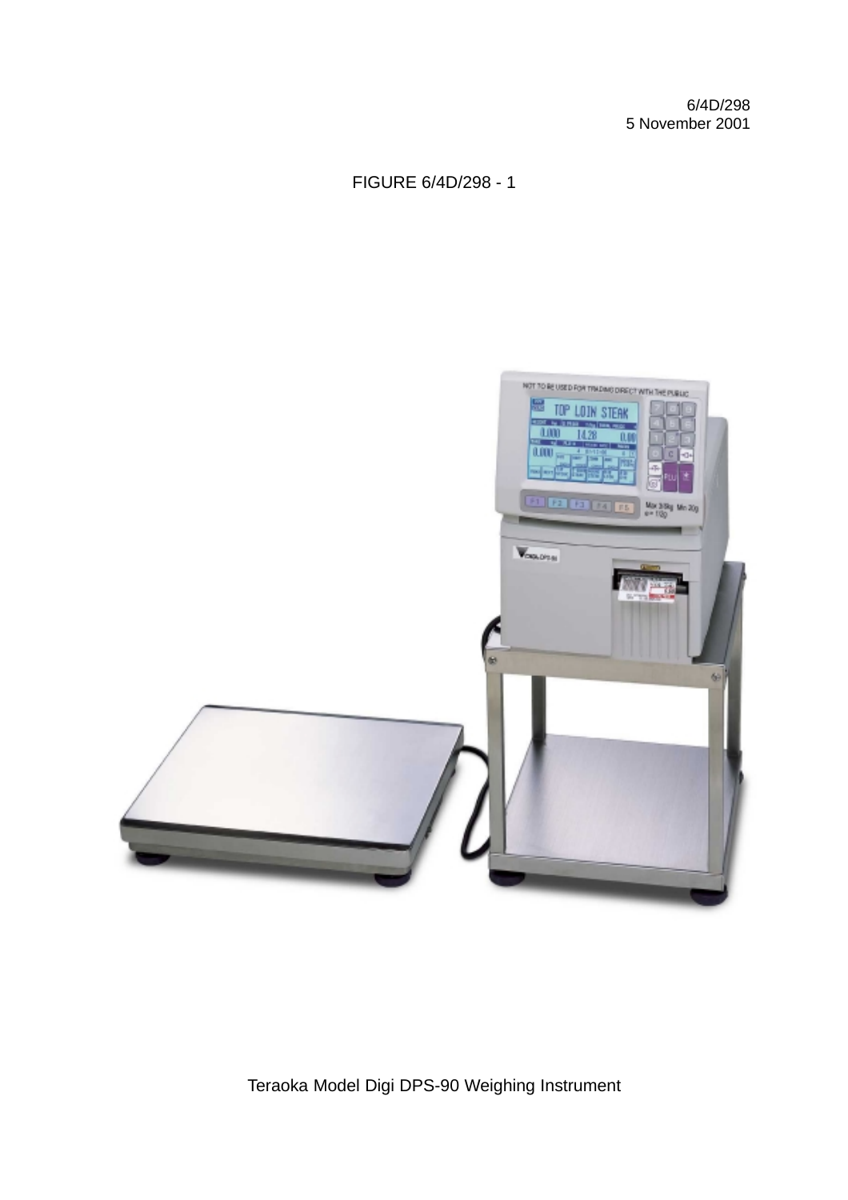6/4D/298
5 November 2001

FIGURE 6/4D/298 - 1

Teraoka Model Digi DPS-90 Weighing Instrument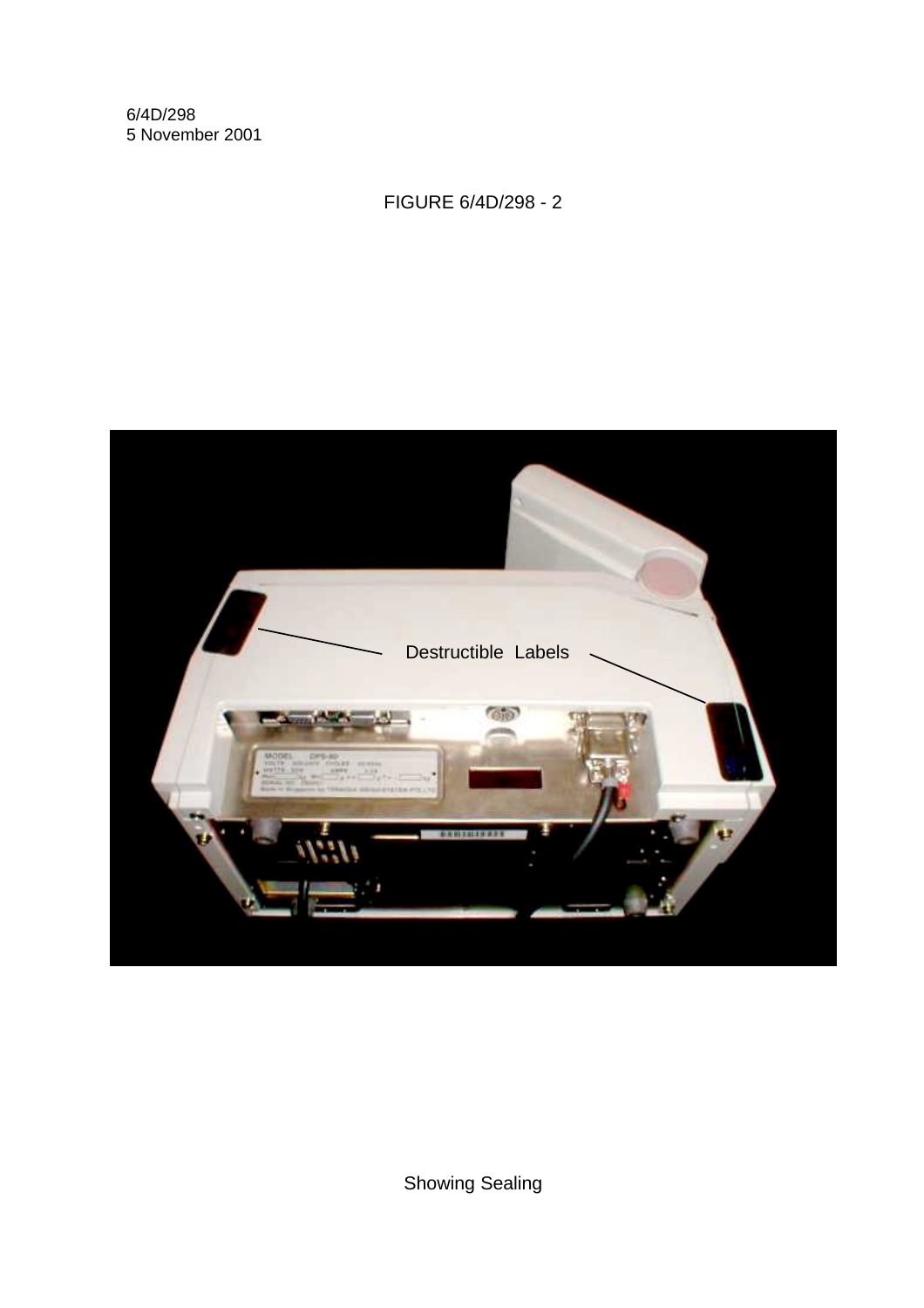6/4D/298
5 November 2001

FIGURE 6/4D/298 - 2

Destructible Labels

Showing Sealing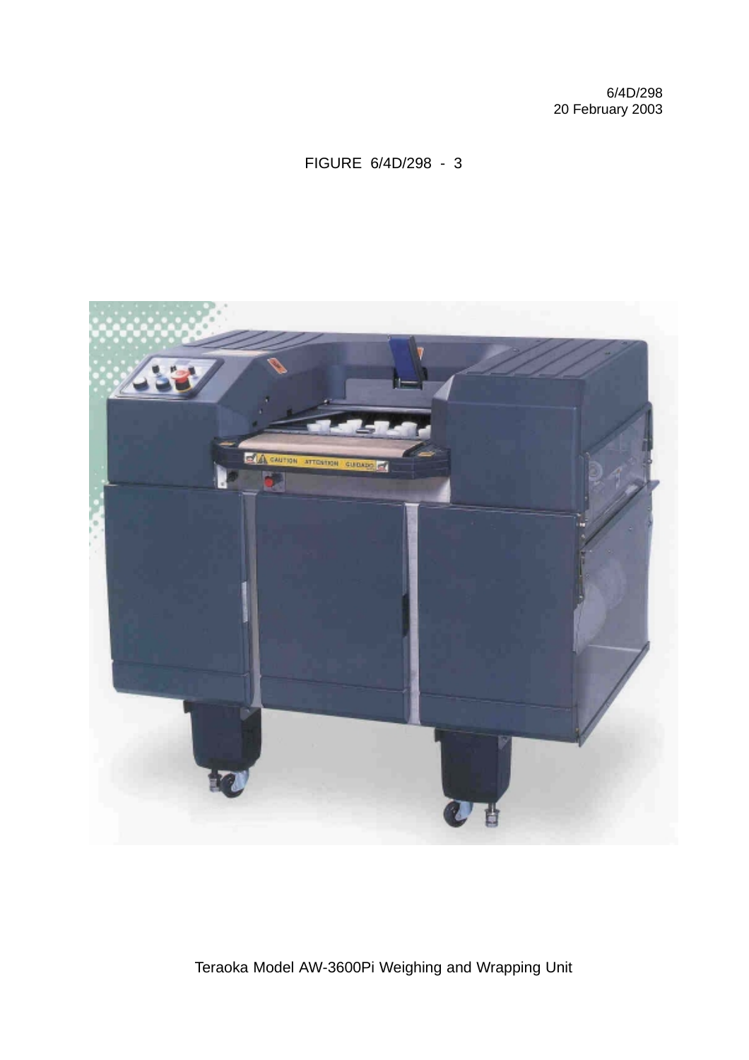6/4D/298
20 February 2003

FIGURE 6/4D/298 - 3

Teraoka Model AW-3600Pi Weighing and Wrapping Unit